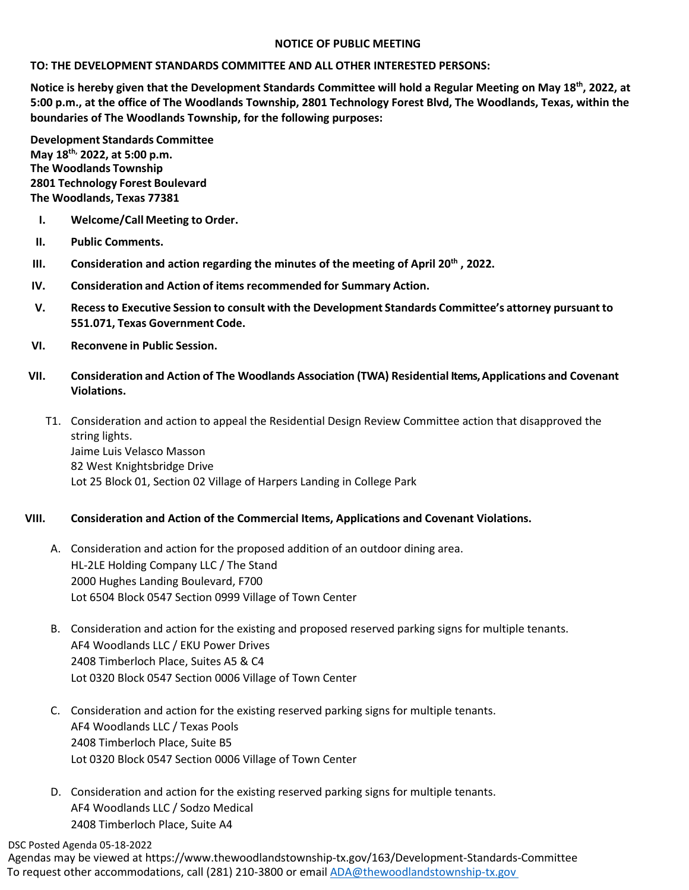# NOTICE OF PUBLIC MEETING

**TO: THE DEVELOPMENT STANDARDS COMMITTEE AND ALL OTHER INTERESTED PERSONS:**

**Notice is hereby given that the Development Standards Committee will hold a Regular Meeting on May 18th, 2022, at 5:00 p.m., at the office of The Woodlands Township, 2801 Technology Forest Blvd, The Woodlands, Texas, within the boundaries of The Woodlands Township, for the following purposes:**

**Development Standards Committee**
**May 18th, 2022, at 5:00 p.m.**
**The Woodlands Township**
**2801 Technology Forest Boulevard**
**The Woodlands, Texas 77381**

- **I. Welcome/Call Meeting to Order.**
- **II. Public Comments.**
- **III. Consideration and action regarding the minutes of the meeting of April 20th , 2022.**
- **IV. Consideration and Action of items recommended for Summary Action.**
- **V. Recess to Executive Session to consult with the Development Standards Committee's attorney pursuant to 551.071, Texas Government Code.**
- **VI. Reconvene in Public Session.**
- **VII. Consideration and Action of The Woodlands Association (TWA) Residential Items, Applications and Covenant Violations.**

  T1. Consideration and action to appeal the Residential Design Review Committee action that disapproved the string lights.
  Jaime Luis Velasco Masson
  82 West Knightsbridge Drive
  Lot 25 Block 01, Section 02 Village of Harpers Landing in College Park

- **VIII. Consideration and Action of the Commercial Items, Applications and Covenant Violations.**

  A. Consideration and action for the proposed addition of an outdoor dining area.
  HL-2LE Holding Company LLC / The Stand
  2000 Hughes Landing Boulevard, F700
  Lot 6504 Block 0547 Section 0999 Village of Town Center

  B. Consideration and action for the existing and proposed reserved parking signs for multiple tenants.
  AF4 Woodlands LLC / EKU Power Drives
  2408 Timberloch Place, Suites A5 & C4
  Lot 0320 Block 0547 Section 0006 Village of Town Center

  C. Consideration and action for the existing reserved parking signs for multiple tenants.
  AF4 Woodlands LLC / Texas Pools
  2408 Timberloch Place, Suite B5
  Lot 0320 Block 0547 Section 0006 Village of Town Center

  D. Consideration and action for the existing reserved parking signs for multiple tenants.
  AF4 Woodlands LLC / Sodzo Medical
  2408 Timberloch Place, Suite A4

DSC Posted Agenda 05-18-2022
Agendas may be viewed at https://www.thewoodlandstownship-tx.gov/163/Development-Standards-Committee
To request other accommodations, call (281) 210-3800 or email ADA@thewoodlandstownship-tx.gov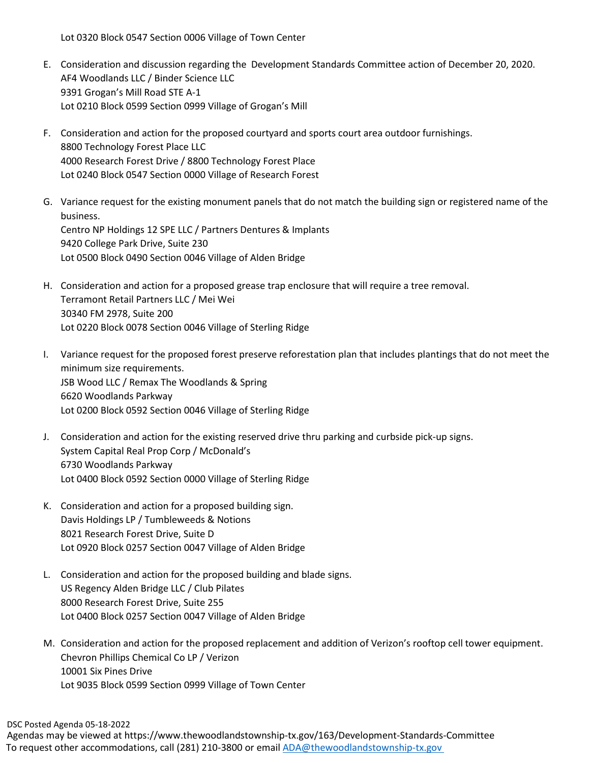Lot 0320 Block 0547 Section 0006 Village of Town Center

E. Consideration and discussion regarding the Development Standards Committee action of December 20, 2020.
   AF4 Woodlands LLC / Binder Science LLC
   9391 Grogan's Mill Road STE A-1
   Lot 0210 Block 0599 Section 0999 Village of Grogan's Mill

F. Consideration and action for the proposed courtyard and sports court area outdoor furnishings.
   8800 Technology Forest Place LLC
   4000 Research Forest Drive / 8800 Technology Forest Place
   Lot 0240 Block 0547 Section 0000 Village of Research Forest

G. Variance request for the existing monument panels that do not match the building sign or registered name of the business.
   Centro NP Holdings 12 SPE LLC / Partners Dentures & Implants
   9420 College Park Drive, Suite 230
   Lot 0500 Block 0490 Section 0046 Village of Alden Bridge

H. Consideration and action for a proposed grease trap enclosure that will require a tree removal.
   Terramont Retail Partners LLC / Mei Wei
   30340 FM 2978, Suite 200
   Lot 0220 Block 0078 Section 0046 Village of Sterling Ridge

I. Variance request for the proposed forest preserve reforestation plan that includes plantings that do not meet the minimum size requirements.
   JSB Wood LLC / Remax The Woodlands & Spring
   6620 Woodlands Parkway
   Lot 0200 Block 0592 Section 0046 Village of Sterling Ridge

J. Consideration and action for the existing reserved drive thru parking and curbside pick-up signs.
   System Capital Real Prop Corp / McDonald's
   6730 Woodlands Parkway
   Lot 0400 Block 0592 Section 0000 Village of Sterling Ridge

K. Consideration and action for a proposed building sign.
   Davis Holdings LP / Tumbleweeds & Notions
   8021 Research Forest Drive, Suite D
   Lot 0920 Block 0257 Section 0047 Village of Alden Bridge

L. Consideration and action for the proposed building and blade signs.
   US Regency Alden Bridge LLC / Club Pilates
   8000 Research Forest Drive, Suite 255
   Lot 0400 Block 0257 Section 0047 Village of Alden Bridge

M. Consideration and action for the proposed replacement and addition of Verizon's rooftop cell tower equipment.
   Chevron Phillips Chemical Co LP / Verizon
   10001 Six Pines Drive
   Lot 9035 Block 0599 Section 0999 Village of Town Center

DSC Posted Agenda 05-18-2022
Agendas may be viewed at https://www.thewoodlandstownship-tx.gov/163/Development-Standards-Committee
To request other accommodations, call (281) 210-3800 or email ADA@thewoodlandstownship-tx.gov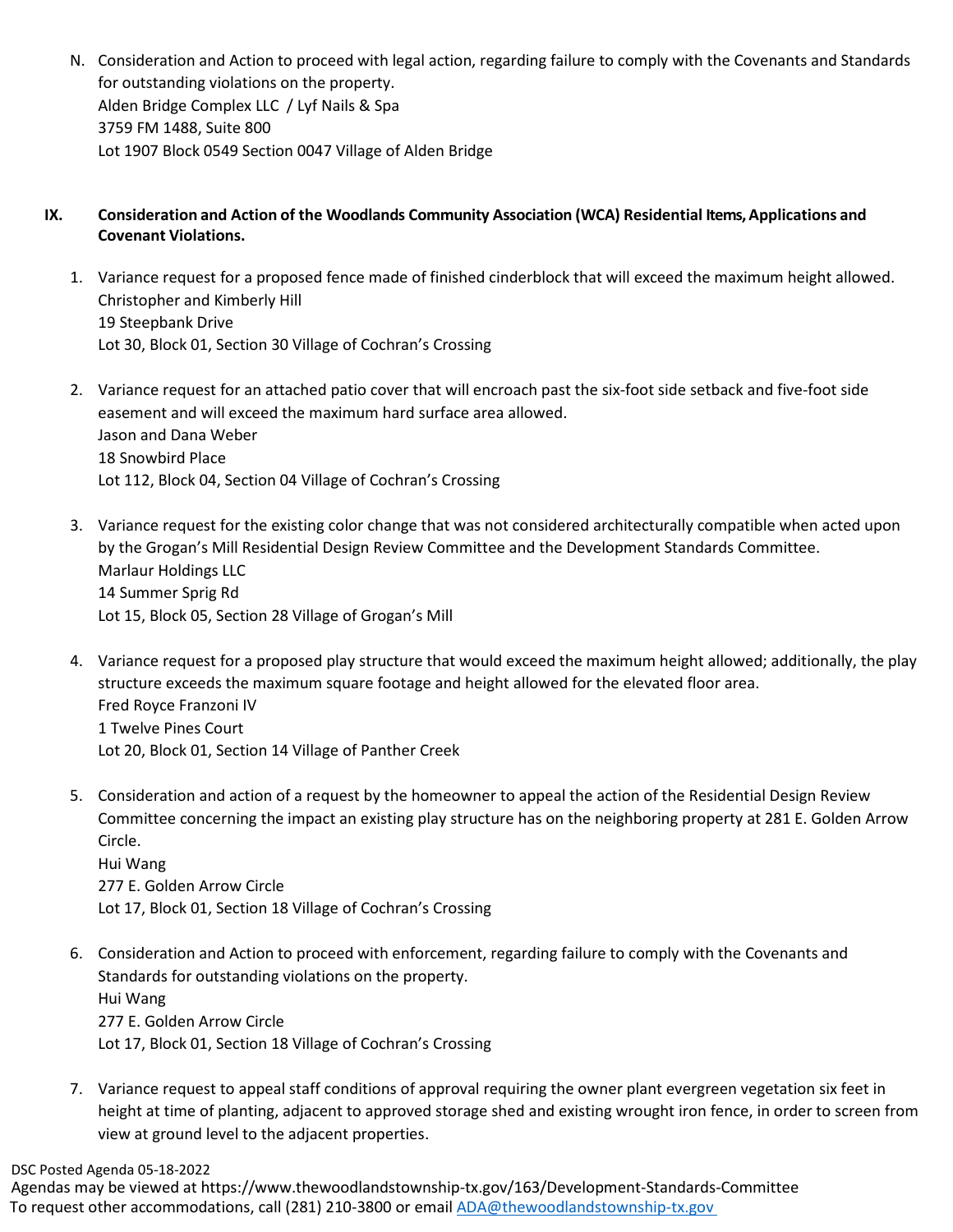N. Consideration and Action to proceed with legal action, regarding failure to comply with the Covenants and Standards for outstanding violations on the property.
Alden Bridge Complex LLC / Lyf Nails & Spa
3759 FM 1488, Suite 800
Lot 1907 Block 0549 Section 0047 Village of Alden Bridge

## IX. Consideration and Action of the Woodlands Community Association (WCA) Residential Items, Applications and Covenant Violations.

1. Variance request for a proposed fence made of finished cinderblock that will exceed the maximum height allowed.
   Christopher and Kimberly Hill
   19 Steepbank Drive
   Lot 30, Block 01, Section 30 Village of Cochran's Crossing

2. Variance request for an attached patio cover that will encroach past the six-foot side setback and five-foot side easement and will exceed the maximum hard surface area allowed.
   Jason and Dana Weber
   18 Snowbird Place
   Lot 112, Block 04, Section 04 Village of Cochran's Crossing

3. Variance request for the existing color change that was not considered architecturally compatible when acted upon by the Grogan's Mill Residential Design Review Committee and the Development Standards Committee.
   Marlaur Holdings LLC
   14 Summer Sprig Rd
   Lot 15, Block 05, Section 28 Village of Grogan's Mill

4. Variance request for a proposed play structure that would exceed the maximum height allowed; additionally, the play structure exceeds the maximum square footage and height allowed for the elevated floor area.
   Fred Royce Franzoni IV
   1 Twelve Pines Court
   Lot 20, Block 01, Section 14 Village of Panther Creek

5. Consideration and action of a request by the homeowner to appeal the action of the Residential Design Review Committee concerning the impact an existing play structure has on the neighboring property at 281 E. Golden Arrow Circle.
   Hui Wang
   277 E. Golden Arrow Circle
   Lot 17, Block 01, Section 18 Village of Cochran's Crossing

6. Consideration and Action to proceed with enforcement, regarding failure to comply with the Covenants and Standards for outstanding violations on the property.
   Hui Wang
   277 E. Golden Arrow Circle
   Lot 17, Block 01, Section 18 Village of Cochran's Crossing

7. Variance request to appeal staff conditions of approval requiring the owner plant evergreen vegetation six feet in height at time of planting, adjacent to approved storage shed and existing wrought iron fence, in order to screen from view at ground level to the adjacent properties.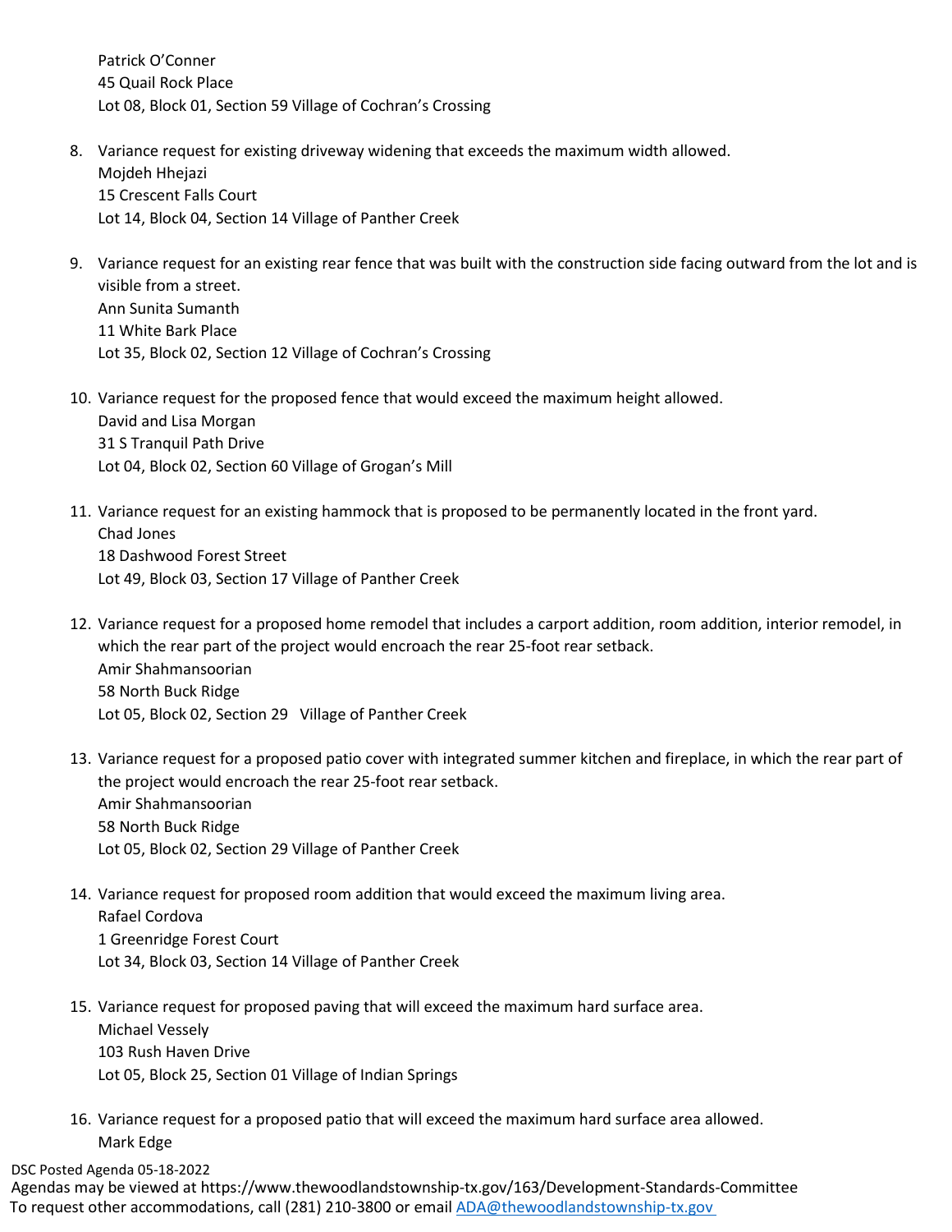Patrick O'Conner
45 Quail Rock Place
Lot 08, Block 01, Section 59 Village of Cochran's Crossing

8. Variance request for existing driveway widening that exceeds the maximum width allowed.
   Mojdeh Hhejazi
   15 Crescent Falls Court
   Lot 14, Block 04, Section 14 Village of Panther Creek

9. Variance request for an existing rear fence that was built with the construction side facing outward from the lot and is visible from a street.
   Ann Sunita Sumanth
   11 White Bark Place
   Lot 35, Block 02, Section 12 Village of Cochran's Crossing

10. Variance request for the proposed fence that would exceed the maximum height allowed.
    David and Lisa Morgan
    31 S Tranquil Path Drive
    Lot 04, Block 02, Section 60 Village of Grogan's Mill

11. Variance request for an existing hammock that is proposed to be permanently located in the front yard.
    Chad Jones
    18 Dashwood Forest Street
    Lot 49, Block 03, Section 17 Village of Panther Creek

12. Variance request for a proposed home remodel that includes a carport addition, room addition, interior remodel, in which the rear part of the project would encroach the rear 25-foot rear setback.
    Amir Shahmansoorian
    58 North Buck Ridge
    Lot 05, Block 02, Section 29 Village of Panther Creek

13. Variance request for a proposed patio cover with integrated summer kitchen and fireplace, in which the rear part of the project would encroach the rear 25-foot rear setback.
    Amir Shahmansoorian
    58 North Buck Ridge
    Lot 05, Block 02, Section 29 Village of Panther Creek

14. Variance request for proposed room addition that would exceed the maximum living area.
    Rafael Cordova
    1 Greenridge Forest Court
    Lot 34, Block 03, Section 14 Village of Panther Creek

15. Variance request for proposed paving that will exceed the maximum hard surface area.
    Michael Vessely
    103 Rush Haven Drive
    Lot 05, Block 25, Section 01 Village of Indian Springs

16. Variance request for a proposed patio that will exceed the maximum hard surface area allowed.
    Mark Edge

DSC Posted Agenda 05-18-2022
Agendas may be viewed at https://www.thewoodlandstownship-tx.gov/163/Development-Standards-Committee
To request other accommodations, call (281) 210-3800 or email ADA@thewoodlandstownship-tx.gov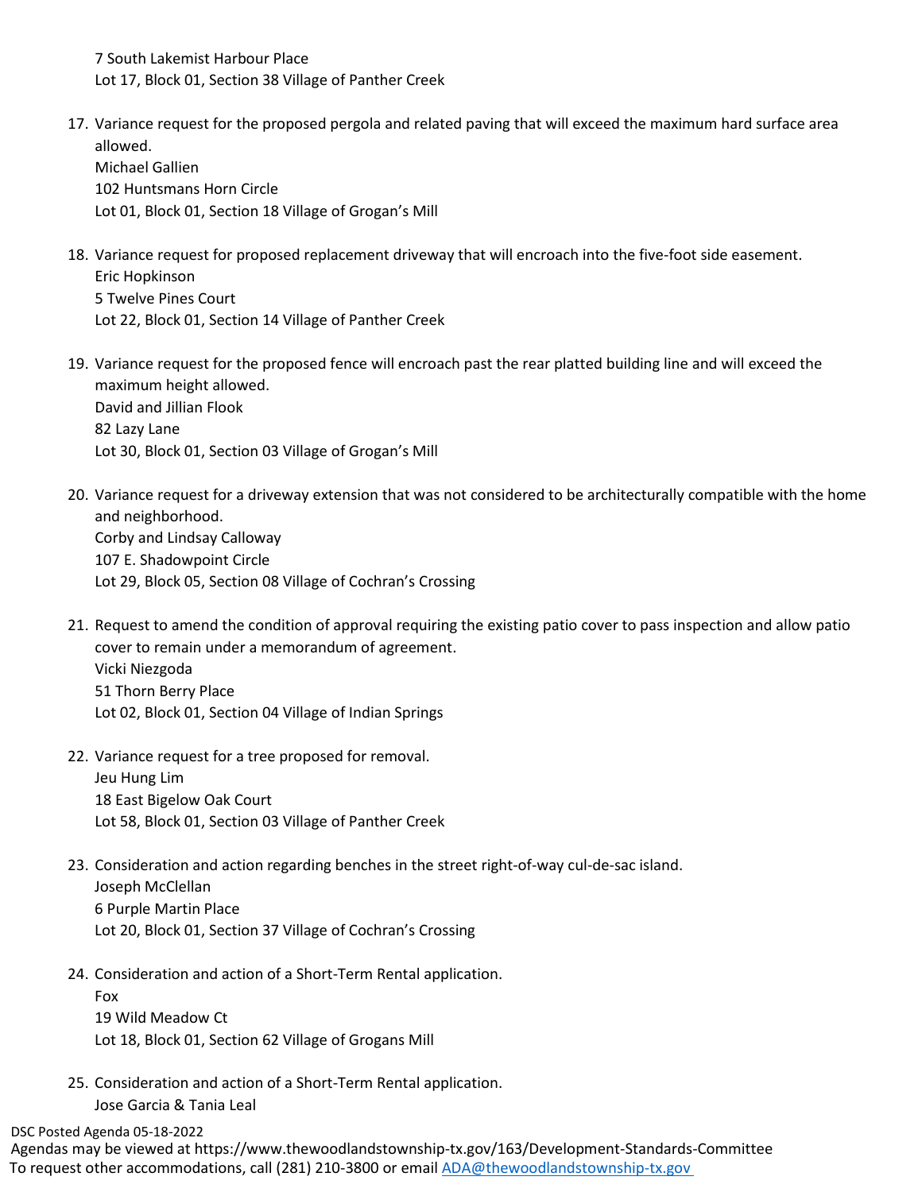7 South Lakemist Harbour Place
Lot 17, Block 01, Section 38 Village of Panther Creek

17. Variance request for the proposed pergola and related paving that will exceed the maximum hard surface area allowed.
    Michael Gallien
    102 Huntsmans Horn Circle
    Lot 01, Block 01, Section 18 Village of Grogan's Mill

18. Variance request for proposed replacement driveway that will encroach into the five-foot side easement.
    Eric Hopkinson
    5 Twelve Pines Court
    Lot 22, Block 01, Section 14 Village of Panther Creek

19. Variance request for the proposed fence will encroach past the rear platted building line and will exceed the maximum height allowed.
    David and Jillian Flook
    82 Lazy Lane
    Lot 30, Block 01, Section 03 Village of Grogan's Mill

20. Variance request for a driveway extension that was not considered to be architecturally compatible with the home and neighborhood.
    Corby and Lindsay Calloway
    107 E. Shadowpoint Circle
    Lot 29, Block 05, Section 08 Village of Cochran's Crossing

21. Request to amend the condition of approval requiring the existing patio cover to pass inspection and allow patio cover to remain under a memorandum of agreement.
    Vicki Niezgoda
    51 Thorn Berry Place
    Lot 02, Block 01, Section 04 Village of Indian Springs

22. Variance request for a tree proposed for removal.
    Jeu Hung Lim
    18 East Bigelow Oak Court
    Lot 58, Block 01, Section 03 Village of Panther Creek

23. Consideration and action regarding benches in the street right-of-way cul-de-sac island.
    Joseph McClellan
    6 Purple Martin Place
    Lot 20, Block 01, Section 37 Village of Cochran's Crossing

24. Consideration and action of a Short-Term Rental application.
    Fox
    19 Wild Meadow Ct
    Lot 18, Block 01, Section 62 Village of Grogans Mill

25. Consideration and action of a Short-Term Rental application.
    Jose Garcia & Tania Leal

DSC Posted Agenda 05-18-2022
Agendas may be viewed at https://www.thewoodlandstownship-tx.gov/163/Development-Standards-Committee
To request other accommodations, call (281) 210-3800 or email ADA@thewoodlandstownship-tx.gov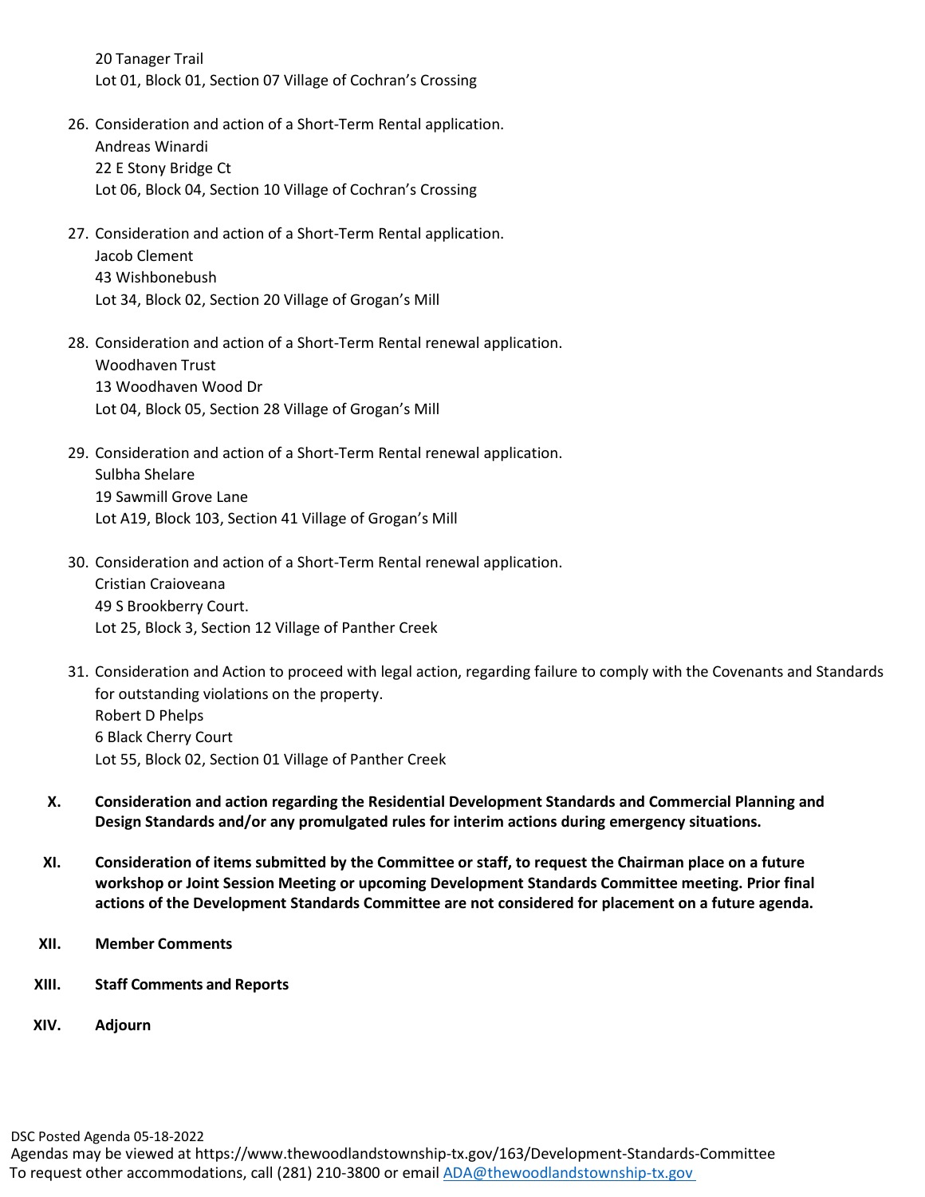20 Tanager Trail
Lot 01, Block 01, Section 07 Village of Cochran's Crossing

26. Consideration and action of a Short-Term Rental application.
    Andreas Winardi
    22 E Stony Bridge Ct
    Lot 06, Block 04, Section 10 Village of Cochran's Crossing

27. Consideration and action of a Short-Term Rental application.
    Jacob Clement
    43 Wishbonebush
    Lot 34, Block 02, Section 20 Village of Grogan's Mill

28. Consideration and action of a Short-Term Rental renewal application.
    Woodhaven Trust
    13 Woodhaven Wood Dr
    Lot 04, Block 05, Section 28 Village of Grogan's Mill

29. Consideration and action of a Short-Term Rental renewal application.
    Sulbha Shelare
    19 Sawmill Grove Lane
    Lot A19, Block 103, Section 41 Village of Grogan's Mill

30. Consideration and action of a Short-Term Rental renewal application.
    Cristian Craioveana
    49 S Brookberry Court.
    Lot 25, Block 3, Section 12 Village of Panther Creek

31. Consideration and Action to proceed with legal action, regarding failure to comply with the Covenants and Standards for outstanding violations on the property.
    Robert D Phelps
    6 Black Cherry Court
    Lot 55, Block 02, Section 01 Village of Panther Creek

**X. Consideration and action regarding the Residential Development Standards and Commercial Planning and Design Standards and/or any promulgated rules for interim actions during emergency situations.**

**XI. Consideration of items submitted by the Committee or staff, to request the Chairman place on a future workshop or Joint Session Meeting or upcoming Development Standards Committee meeting. Prior final actions of the Development Standards Committee are not considered for placement on a future agenda.**

**XII. Member Comments**

**XIII. Staff Comments and Reports**

**XIV. Adjourn**

DSC Posted Agenda 05-18-2022
Agendas may be viewed at https://www.thewoodlandstownship-tx.gov/163/Development-Standards-Committee
To request other accommodations, call (281) 210-3800 or email ADA@thewoodlandstownship-tx.gov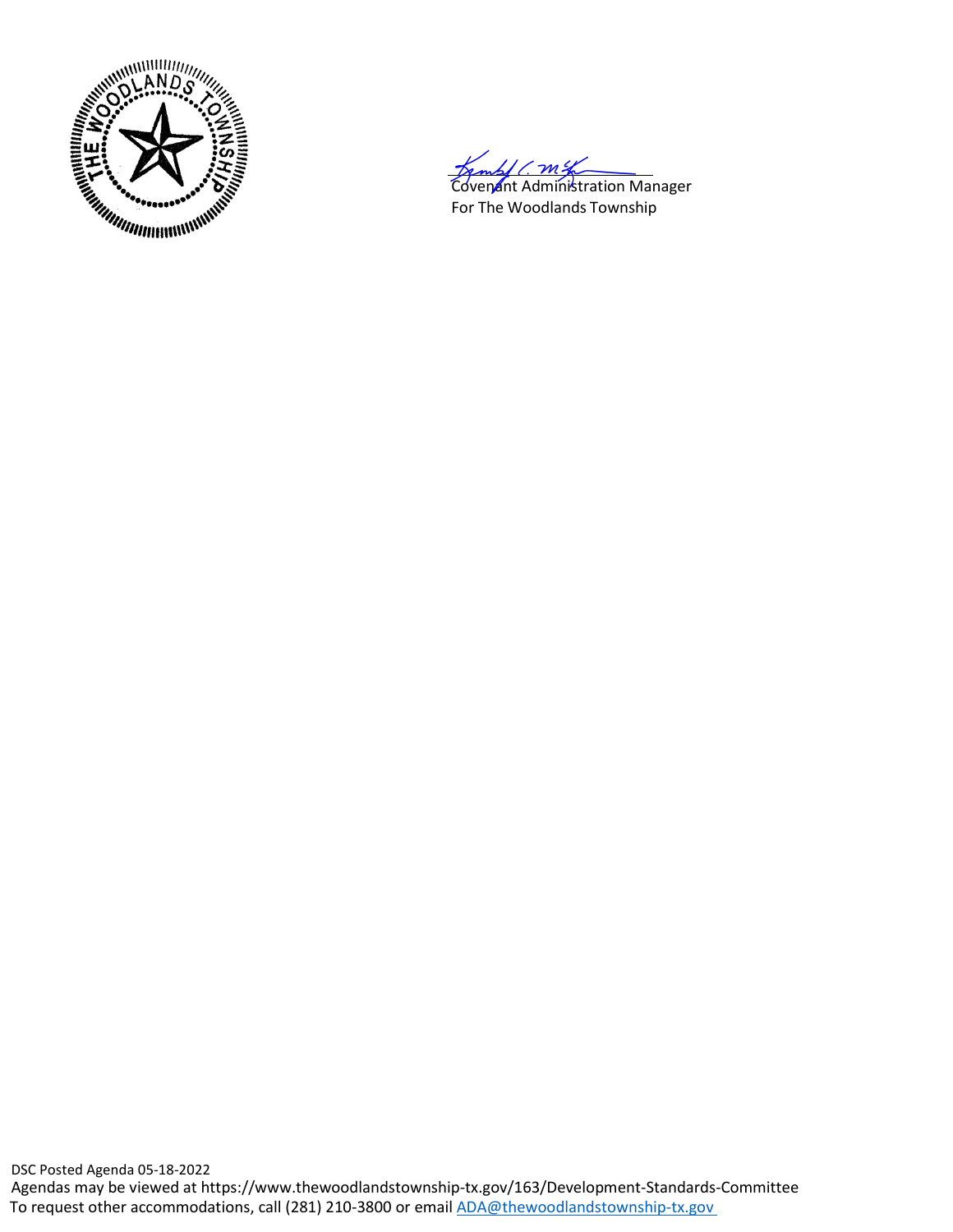Covenant Administration Manager
For The Woodlands Township

DSC Posted Agenda 05-18-2022
Agendas may be viewed at https://www.thewoodlandstownship-tx.gov/163/Development-Standards-Committee
To request other accommodations, call (281) 210-3800 or email ADA@thewoodlandstownship-tx.gov